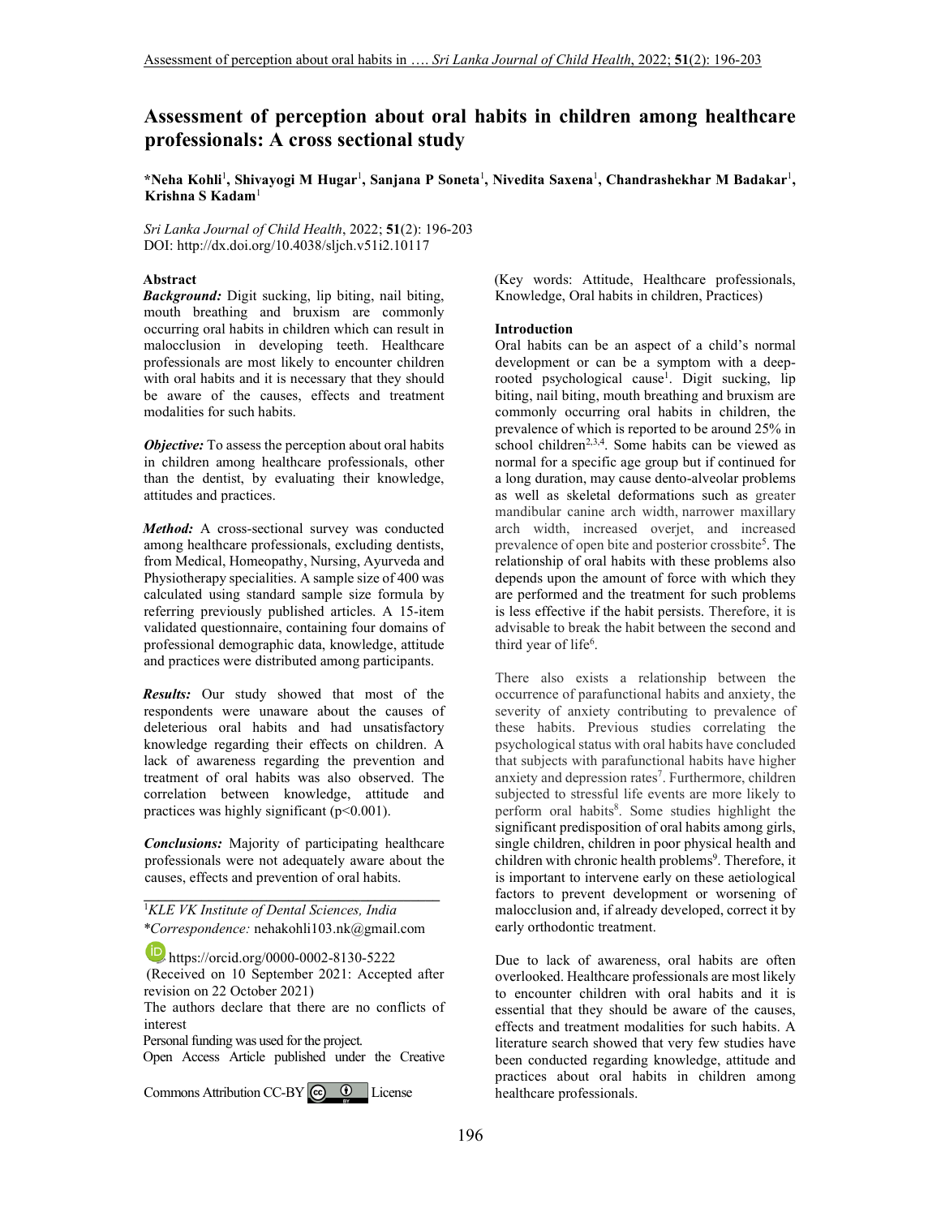# Assessment of perception about oral habits in children among healthcare professionals: A cross sectional study

**\*Neha Kohli[1], Shivayogi M Hugar[1], Sanjana P Soneta[1], Nivedita Saxena[1], Chandrashekhar M Badakar[1], Krishna S Kadam[1]**

*Sri Lanka Journal of Child Health*, 2022; **51**(2): 196-203
DOI: http://dx.doi.org/10.4038/sljch.v51i2.10117

## Abstract

***Background:*** Digit sucking, lip biting, nail biting, mouth breathing and bruxism are commonly occurring oral habits in children which can result in malocclusion in developing teeth. Healthcare professionals are most likely to encounter children with oral habits and it is necessary that they should be aware of the causes, effects and treatment modalities for such habits.

***Objective:*** To assess the perception about oral habits in children among healthcare professionals, other than the dentist, by evaluating their knowledge, attitudes and practices.

***Method:*** A cross-sectional survey was conducted among healthcare professionals, excluding dentists, from Medical, Homeopathy, Nursing, Ayurveda and Physiotherapy specialities. A sample size of 400 was calculated using standard sample size formula by referring previously published articles. A 15-item validated questionnaire, containing four domains of professional demographic data, knowledge, attitude and practices were distributed among participants.

***Results:*** Our study showed that most of the respondents were unaware about the causes of deleterious oral habits and had unsatisfactory knowledge regarding their effects on children. A lack of awareness regarding the prevention and treatment of oral habits was also observed. The correlation between knowledge, attitude and practices was highly significant ($p<0.001$).

***Conclusions:*** Majority of participating healthcare professionals were not adequately aware about the causes, effects and prevention of oral habits.

(Key words: Attitude, Healthcare professionals, Knowledge, Oral habits in children, Practices)

[1]*KLE VK Institute of Dental Sciences, India*
\**Correspondence:* nehakohli103.nk@gmail.com

https://orcid.org/0000-0002-8130-5222
(Received on 10 September 2021: Accepted after revision on 22 October 2021)
The authors declare that there are no conflicts of interest
Personal funding was used for the project.
Open Access Article published under the Creative Commons Attribution CC-BY License

## Introduction

Oral habits can be an aspect of a child's normal development or can be a symptom with a deep-rooted psychological cause[1]. Digit sucking, lip biting, nail biting, mouth breathing and bruxism are commonly occurring oral habits in children, the prevalence of which is reported to be around 25% in school children[2,3,4]. Some habits can be viewed as normal for a specific age group but if continued for a long duration, may cause dento-alveolar problems as well as skeletal deformations such as greater mandibular canine arch width, narrower maxillary arch width, increased overjet, and increased prevalence of open bite and posterior crossbite[5]. The relationship of oral habits with these problems also depends upon the amount of force with which they are performed and the treatment for such problems is less effective if the habit persists. Therefore, it is advisable to break the habit between the second and third year of life[6].

There also exists a relationship between the occurrence of parafunctional habits and anxiety, the severity of anxiety contributing to prevalence of these habits. Previous studies correlating the psychological status with oral habits have concluded that subjects with parafunctional habits have higher anxiety and depression rates[7]. Furthermore, children subjected to stressful life events are more likely to perform oral habits[8]. Some studies highlight the significant predisposition of oral habits among girls, single children, children in poor physical health and children with chronic health problems[9]. Therefore, it is important to intervene early on these aetiological factors to prevent development or worsening of malocclusion and, if already developed, correct it by early orthodontic treatment.

Due to lack of awareness, oral habits are often overlooked. Healthcare professionals are most likely to encounter children with oral habits and it is essential that they should be aware of the causes, effects and treatment modalities for such habits. A literature search showed that very few studies have been conducted regarding knowledge, attitude and practices about oral habits in children among healthcare professionals.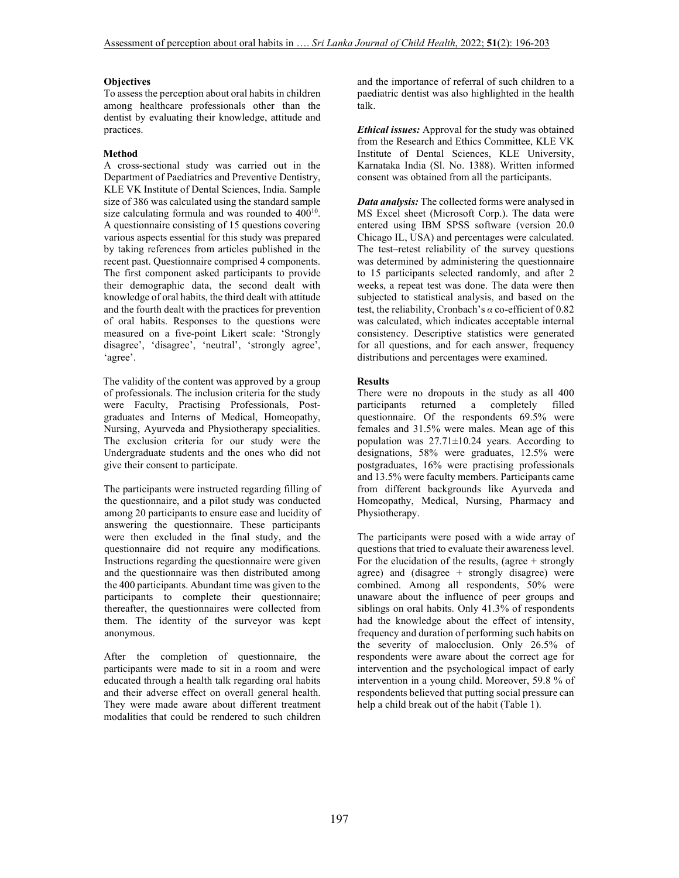### Objectives

To assess the perception about oral habits in children among healthcare professionals other than the dentist by evaluating their knowledge, attitude and practices.

### Method

A cross-sectional study was carried out in the Department of Paediatrics and Preventive Dentistry, KLE VK Institute of Dental Sciences, India. Sample size of 386 was calculated using the standard sample size calculating formula and was rounded to 400[10]. A questionnaire consisting of 15 questions covering various aspects essential for this study was prepared by taking references from articles published in the recent past. Questionnaire comprised 4 components. The first component asked participants to provide their demographic data, the second dealt with knowledge of oral habits, the third dealt with attitude and the fourth dealt with the practices for prevention of oral habits. Responses to the questions were measured on a five-point Likert scale: 'Strongly disagree', 'disagree', 'neutral', 'strongly agree', 'agree'.

The validity of the content was approved by a group of professionals. The inclusion criteria for the study were Faculty, Practising Professionals, Post-graduates and Interns of Medical, Homeopathy, Nursing, Ayurveda and Physiotherapy specialities. The exclusion criteria for our study were the Undergraduate students and the ones who did not give their consent to participate.

The participants were instructed regarding filling of the questionnaire, and a pilot study was conducted among 20 participants to ensure ease and lucidity of answering the questionnaire. These participants were then excluded in the final study, and the questionnaire did not require any modifications. Instructions regarding the questionnaire were given and the questionnaire was then distributed among the 400 participants. Abundant time was given to the participants to complete their questionnaire; thereafter, the questionnaires were collected from them. The identity of the surveyor was kept anonymous.

After the completion of questionnaire, the participants were made to sit in a room and were educated through a health talk regarding oral habits and their adverse effect on overall general health. They were made aware about different treatment modalities that could be rendered to such children and the importance of referral of such children to a paediatric dentist was also highlighted in the health talk.

***Ethical issues:*** Approval for the study was obtained from the Research and Ethics Committee, KLE VK Institute of Dental Sciences, KLE University, Karnataka India (Sl. No. 1388). Written informed consent was obtained from all the participants.

***Data analysis:*** The collected forms were analysed in MS Excel sheet (Microsoft Corp.). The data were entered using IBM SPSS software (version 20.0 Chicago IL, USA) and percentages were calculated. The test–retest reliability of the survey questions was determined by administering the questionnaire to 15 participants selected randomly, and after 2 weeks, a repeat test was done. The data were then subjected to statistical analysis, and based on the test, the reliability, Cronbach's $\alpha$ co-efficient of 0.82 was calculated, which indicates acceptable internal consistency. Descriptive statistics were generated for all questions, and for each answer, frequency distributions and percentages were examined.

### Results

There were no dropouts in the study as all 400 participants returned a completely filled questionnaire. Of the respondents 69.5% were females and 31.5% were males. Mean age of this population was $27.71\pm10.24$ years. According to designations, 58% were graduates, 12.5% were postgraduates, 16% were practising professionals and 13.5% were faculty members. Participants came from different backgrounds like Ayurveda and Homeopathy, Medical, Nursing, Pharmacy and Physiotherapy.

The participants were posed with a wide array of questions that tried to evaluate their awareness level. For the elucidation of the results, (agree + strongly agree) and (disagree + strongly disagree) were combined. Among all respondents, 50% were unaware about the influence of peer groups and siblings on oral habits. Only 41.3% of respondents had the knowledge about the effect of intensity, frequency and duration of performing such habits on the severity of malocclusion. Only 26.5% of respondents were aware about the correct age for intervention and the psychological impact of early intervention in a young child. Moreover, 59.8 % of respondents believed that putting social pressure can help a child break out of the habit (Table 1).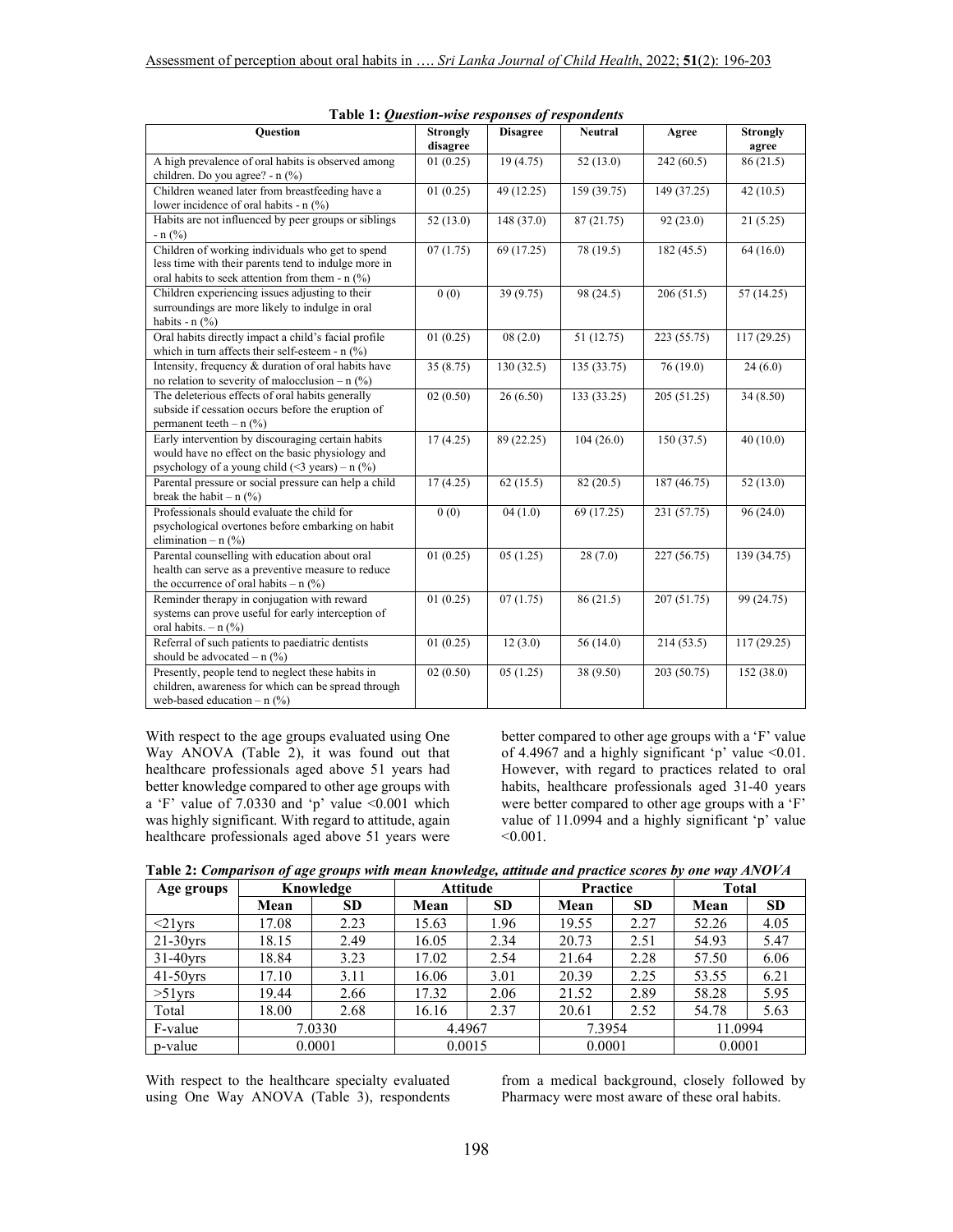**Table 1:** ***Question-wise responses of respondents***

| Question | Strongly disagree | Disagree | Neutral | Agree | Strongly agree |
|---|---|---|---|---|---|
| A high prevalence of oral habits is observed among children. Do you agree? - n (%) | 01 (0.25) | 19 (4.75) | 52 (13.0) | 242 (60.5) | 86 (21.5) |
| Children weaned later from breastfeeding have a lower incidence of oral habits - n (%) | 01 (0.25) | 49 (12.25) | 159 (39.75) | 149 (37.25) | 42 (10.5) |
| Habits are not influenced by peer groups or siblings - n (%) | 52 (13.0) | 148 (37.0) | 87 (21.75) | 92 (23.0) | 21 (5.25) |
| Children of working individuals who get to spend less time with their parents tend to indulge more in oral habits to seek attention from them - n (%) | 07 (1.75) | 69 (17.25) | 78 (19.5) | 182 (45.5) | 64 (16.0) |
| Children experiencing issues adjusting to their surroundings are more likely to indulge in oral habits - n (%) | 0 (0) | 39 (9.75) | 98 (24.5) | 206 (51.5) | 57 (14.25) |
| Oral habits directly impact a child's facial profile which in turn affects their self-esteem - n (%) | 01 (0.25) | 08 (2.0) | 51 (12.75) | 223 (55.75) | 117 (29.25) |
| Intensity, frequency & duration of oral habits have no relation to severity of malocclusion – n (%) | 35 (8.75) | 130 (32.5) | 135 (33.75) | 76 (19.0) | 24 (6.0) |
| The deleterious effects of oral habits generally subside if cessation occurs before the eruption of permanent teeth – n (%) | 02 (0.50) | 26 (6.50) | 133 (33.25) | 205 (51.25) | 34 (8.50) |
| Early intervention by discouraging certain habits would have no effect on the basic physiology and psychology of a young child (<3 years) – n (%) | 17 (4.25) | 89 (22.25) | 104 (26.0) | 150 (37.5) | 40 (10.0) |
| Parental pressure or social pressure can help a child break the habit – n (%) | 17 (4.25) | 62 (15.5) | 82 (20.5) | 187 (46.75) | 52 (13.0) |
| Professionals should evaluate the child for psychological overtones before embarking on habit elimination – n (%) | 0 (0) | 04 (1.0) | 69 (17.25) | 231 (57.75) | 96 (24.0) |
| Parental counselling with education about oral health can serve as a preventive measure to reduce the occurrence of oral habits – n (%) | 01 (0.25) | 05 (1.25) | 28 (7.0) | 227 (56.75) | 139 (34.75) |
| Reminder therapy in conjugation with reward systems can prove useful for early interception of oral habits. – n (%) | 01 (0.25) | 07 (1.75) | 86 (21.5) | 207 (51.75) | 99 (24.75) |
| Referral of such patients to paediatric dentists should be advocated – n (%) | 01 (0.25) | 12 (3.0) | 56 (14.0) | 214 (53.5) | 117 (29.25) |
| Presently, people tend to neglect these habits in children, awareness for which can be spread through web-based education – n (%) | 02 (0.50) | 05 (1.25) | 38 (9.50) | 203 (50.75) | 152 (38.0) |

With respect to the age groups evaluated using One Way ANOVA (Table 2), it was found out that healthcare professionals aged above 51 years had better knowledge compared to other age groups with a 'F' value of 7.0330 and 'p' value <0.001 which was highly significant. With regard to attitude, again healthcare professionals aged above 51 years were better compared to other age groups with a 'F' value of 4.4967 and a highly significant 'p' value <0.01. However, with regard to practices related to oral habits, healthcare professionals aged 31-40 years were better compared to other age groups with a 'F' value of 11.0994 and a highly significant 'p' value <0.001.

**Table 2:** ***Comparison of age groups with mean knowledge, attitude and practice scores by one way ANOVA***

| Age groups | Knowledge | | Attitude | | Practice | | Total | |
|---|---|---|---|---|---|---|---|---|
| | Mean | SD | Mean | SD | Mean | SD | Mean | SD |
| <21yrs | 17.08 | 2.23 | 15.63 | 1.96 | 19.55 | 2.27 | 52.26 | 4.05 |
| 21-30yrs | 18.15 | 2.49 | 16.05 | 2.34 | 20.73 | 2.51 | 54.93 | 5.47 |
| 31-40yrs | 18.84 | 3.23 | 17.02 | 2.54 | 21.64 | 2.28 | 57.50 | 6.06 |
| 41-50yrs | 17.10 | 3.11 | 16.06 | 3.01 | 20.39 | 2.25 | 53.55 | 6.21 |
| >51yrs | 19.44 | 2.66 | 17.32 | 2.06 | 21.52 | 2.89 | 58.28 | 5.95 |
| Total | 18.00 | 2.68 | 16.16 | 2.37 | 20.61 | 2.52 | 54.78 | 5.63 |
| F-value | 7.0330 | | 4.4967 | | 7.3954 | | 11.0994 | |
| p-value | 0.0001 | | 0.0015 | | 0.0001 | | 0.0001 | |

With respect to the healthcare specialty evaluated using One Way ANOVA (Table 3), respondents from a medical background, closely followed by Pharmacy were most aware of these oral habits.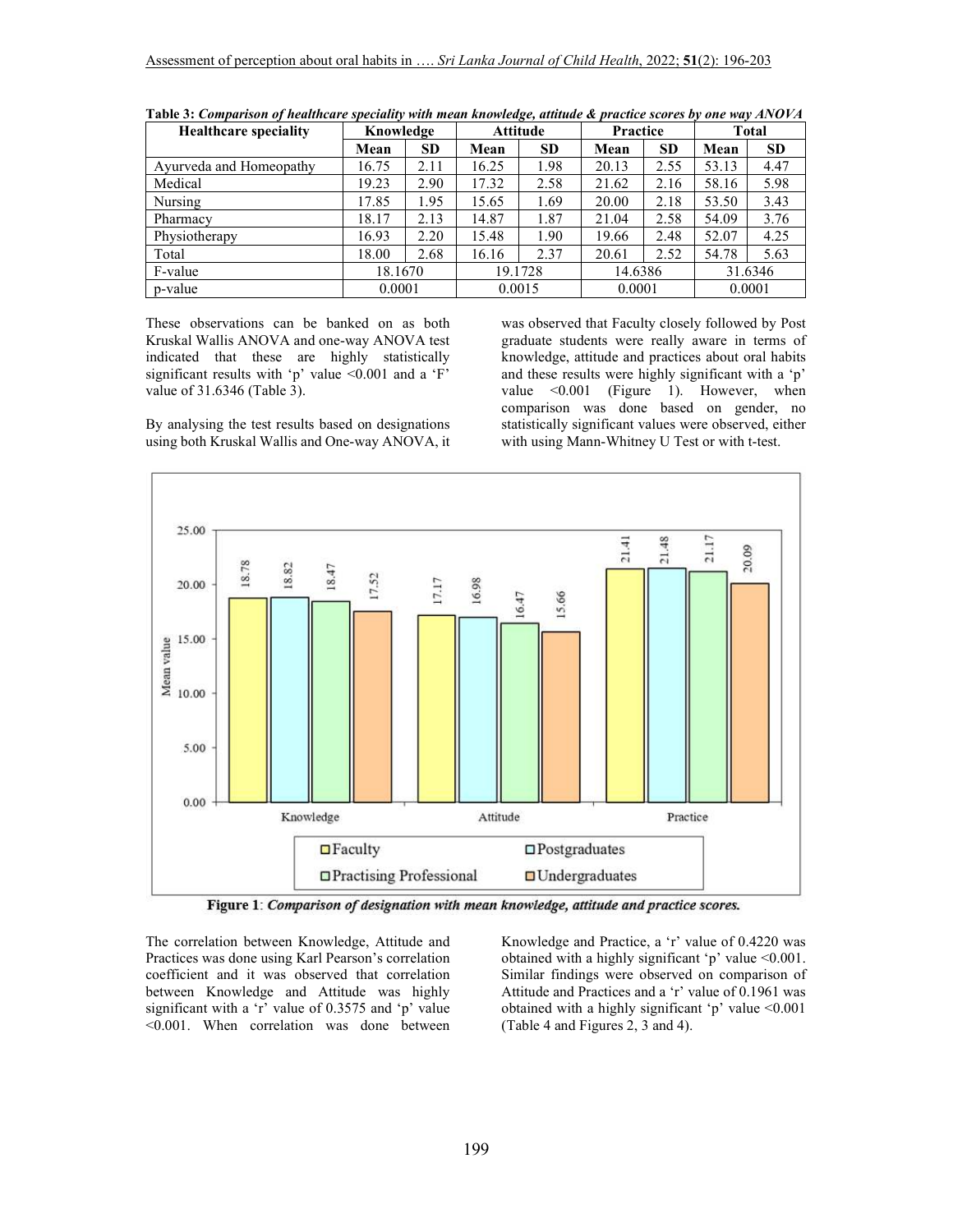**Table 3:** *Comparison of healthcare speciality with mean knowledge, attitude & practice scores by one way ANOVA*

| Healthcare speciality | Knowledge | | Attitude | | Practice | | Total | |
|---|---|---|---|---|---|---|---|---|
| | Mean | SD | Mean | SD | Mean | SD | Mean | SD |
| Ayurveda and Homeopathy | 16.75 | 2.11 | 16.25 | 1.98 | 20.13 | 2.55 | 53.13 | 4.47 |
| Medical | 19.23 | 2.90 | 17.32 | 2.58 | 21.62 | 2.16 | 58.16 | 5.98 |
| Nursing | 17.85 | 1.95 | 15.65 | 1.69 | 20.00 | 2.18 | 53.50 | 3.43 |
| Pharmacy | 18.17 | 2.13 | 14.87 | 1.87 | 21.04 | 2.58 | 54.09 | 3.76 |
| Physiotherapy | 16.93 | 2.20 | 15.48 | 1.90 | 19.66 | 2.48 | 52.07 | 4.25 |
| Total | 18.00 | 2.68 | 16.16 | 2.37 | 20.61 | 2.52 | 54.78 | 5.63 |
| F-value | 18.1670 | | 19.1728 | | 14.6386 | | 31.6346 | |
| p-value | 0.0001 | | 0.0015 | | 0.0001 | | 0.0001 | |

These observations can be banked on as both Kruskal Wallis ANOVA and one-way ANOVA test indicated that these are highly statistically significant results with 'p' value <0.001 and a 'F' value of 31.6346 (Table 3).

By analysing the test results based on designations using both Kruskal Wallis and One-way ANOVA, it was observed that Faculty closely followed by Post graduate students were really aware in terms of knowledge, attitude and practices about oral habits and these results were highly significant with a 'p' value <0.001 (Figure 1). However, when comparison was done based on gender, no statistically significant values were observed, either with using Mann-Whitney U Test or with t-test.

| Mean value | Faculty | Postgraduates | Practising Professional | Undergraduates |
|---|---|---|---|---|
| Knowledge | 18.78 | 18.82 | 18.47 | 17.52 |
| Attitude | 17.17 | 16.98 | 16.47 | 15.66 |
| Practice | 21.41 | 21.48 | 21.17 | 20.09 |

**Figure 1**: *Comparison of designation with mean knowledge, attitude and practice scores.*

The correlation between Knowledge, Attitude and Practices was done using Karl Pearson's correlation coefficient and it was observed that correlation between Knowledge and Attitude was highly significant with a 'r' value of 0.3575 and 'p' value <0.001. When correlation was done between Knowledge and Practice, a 'r' value of 0.4220 was obtained with a highly significant 'p' value <0.001. Similar findings were observed on comparison of Attitude and Practices and a 'r' value of 0.1961 was obtained with a highly significant 'p' value <0.001 (Table 4 and Figures 2, 3 and 4).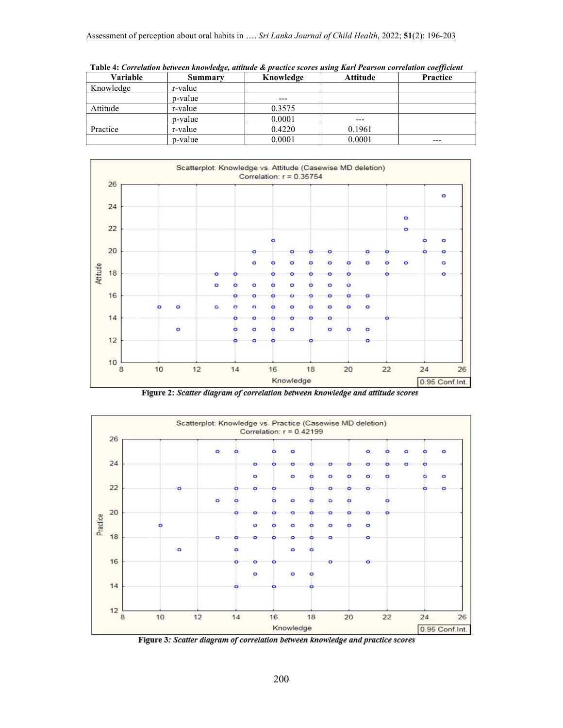**Table 4:** ***Correlation between knowledge, attitude & practice scores using Karl Pearson correlation coefficient***

| Variable | Summary | Knowledge | Attitude | Practice |
|---|---|---|---|---|
| Knowledge | r-value | | | |
| | p-value | --- | | |
| Attitude | r-value | 0.3575 | | |
| | p-value | 0.0001 | --- | |
| Practice | r-value | 0.4220 | 0.1961 | |
| | p-value | 0.0001 | 0.0001 | --- |

**Figure 2:** ***Scatter diagram of correlation between knowledge and attitude scores***

**Figure 3:** ***Scatter diagram of correlation between knowledge and practice scores***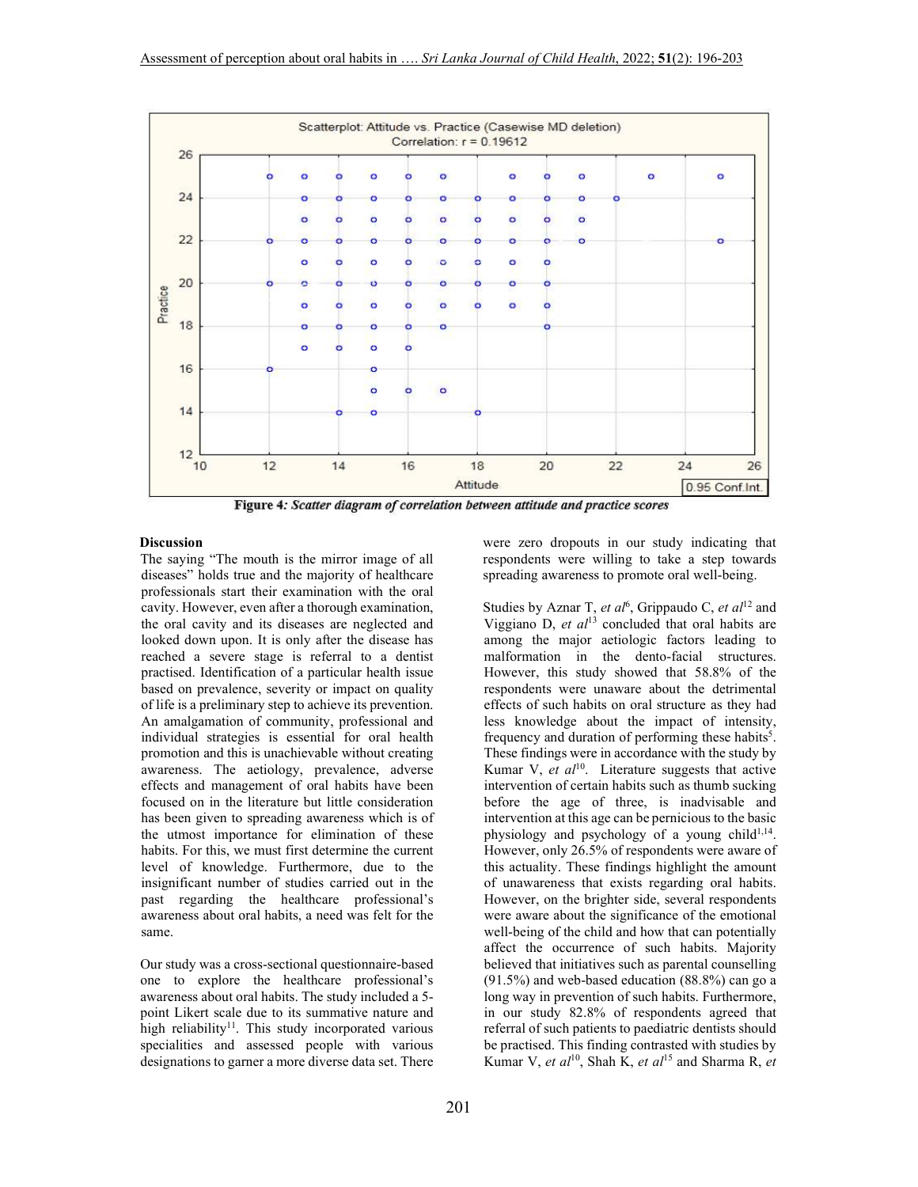Figure 4: Scatter diagram of correlation between attitude and practice scores

## Discussion

The saying "The mouth is the mirror image of all diseases" holds true and the majority of healthcare professionals start their examination with the oral cavity. However, even after a thorough examination, the oral cavity and its diseases are neglected and looked down upon. It is only after the disease has reached a severe stage is referral to a dentist practised. Identification of a particular health issue based on prevalence, severity or impact on quality of life is a preliminary step to achieve its prevention. An amalgamation of community, professional and individual strategies is essential for oral health promotion and this is unachievable without creating awareness. The aetiology, prevalence, adverse effects and management of oral habits have been focused on in the literature but little consideration has been given to spreading awareness which is of the utmost importance for elimination of these habits. For this, we must first determine the current level of knowledge. Furthermore, due to the insignificant number of studies carried out in the past regarding the healthcare professional's awareness about oral habits, a need was felt for the same.

Our study was a cross-sectional questionnaire-based one to explore the healthcare professional's awareness about oral habits. The study included a 5-point Likert scale due to its summative nature and high reliability[11]. This study incorporated various specialities and assessed people with various designations to garner a more diverse data set. There were zero dropouts in our study indicating that respondents were willing to take a step towards spreading awareness to promote oral well-being.

Studies by Aznar T, *et al*[6], Grippaudo C, *et al*[12] and Viggiano D, *et al*[13] concluded that oral habits are among the major aetiologic factors leading to malformation in the dento-facial structures. However, this study showed that 58.8% of the respondents were unaware about the detrimental effects of such habits on oral structure as they had less knowledge about the impact of intensity, frequency and duration of performing these habits[5]. These findings were in accordance with the study by Kumar V, *et al*[10]. Literature suggests that active intervention of certain habits such as thumb sucking before the age of three, is inadvisable and intervention at this age can be pernicious to the basic physiology and psychology of a young child[1,14]. However, only 26.5% of respondents were aware of this actuality. These findings highlight the amount of unawareness that exists regarding oral habits. However, on the brighter side, several respondents were aware about the significance of the emotional well-being of the child and how that can potentially affect the occurrence of such habits. Majority believed that initiatives such as parental counselling (91.5%) and web-based education (88.8%) can go a long way in prevention of such habits. Furthermore, in our study 82.8% of respondents agreed that referral of such patients to paediatric dentists should be practised. This finding contrasted with studies by Kumar V, *et al*[10], Shah K, *et al*[15] and Sharma R, *et*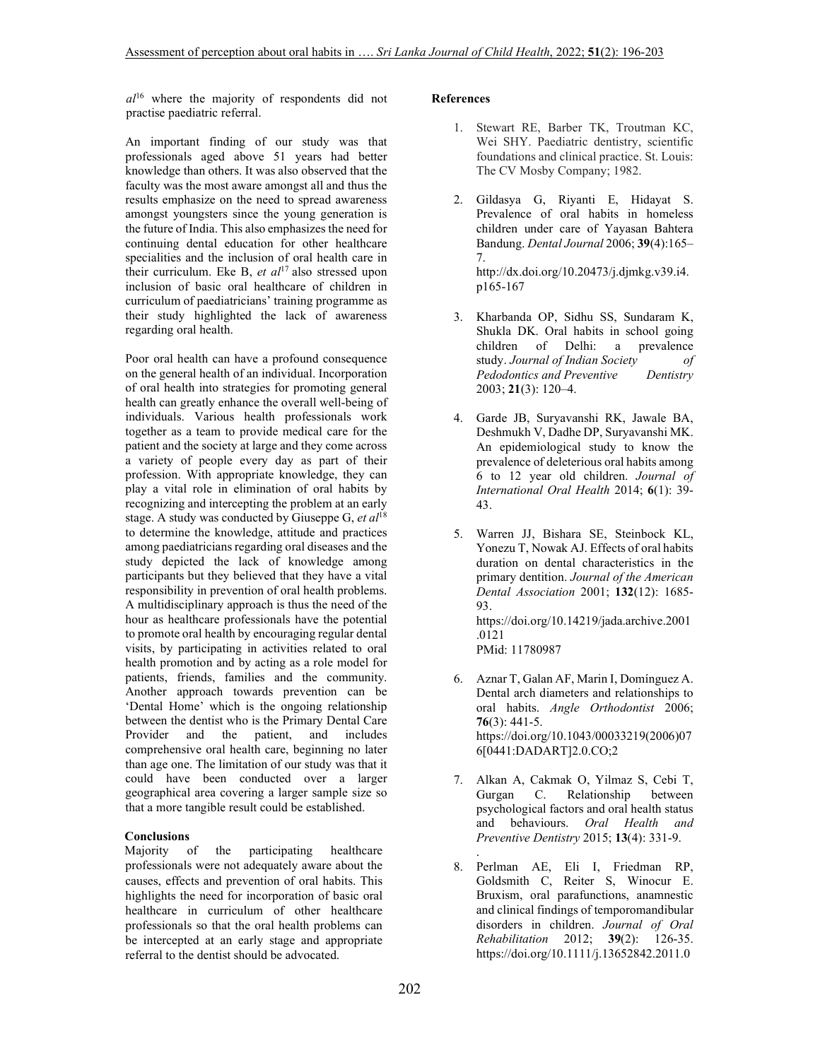al[16] where the majority of respondents did not practise paediatric referral.

An important finding of our study was that professionals aged above 51 years had better knowledge than others. It was also observed that the faculty was the most aware amongst all and thus the results emphasize on the need to spread awareness amongst youngsters since the young generation is the future of India. This also emphasizes the need for continuing dental education for other healthcare specialities and the inclusion of oral health care in their curriculum. Eke B, *et al*[17] also stressed upon inclusion of basic oral healthcare of children in curriculum of paediatricians' training programme as their study highlighted the lack of awareness regarding oral health.

Poor oral health can have a profound consequence on the general health of an individual. Incorporation of oral health into strategies for promoting general health can greatly enhance the overall well-being of individuals. Various health professionals work together as a team to provide medical care for the patient and the society at large and they come across a variety of people every day as part of their profession. With appropriate knowledge, they can play a vital role in elimination of oral habits by recognizing and intercepting the problem at an early stage. A study was conducted by Giuseppe G, *et al*[18] to determine the knowledge, attitude and practices among paediatricians regarding oral diseases and the study depicted the lack of knowledge among participants but they believed that they have a vital responsibility in prevention of oral health problems. A multidisciplinary approach is thus the need of the hour as healthcare professionals have the potential to promote oral health by encouraging regular dental visits, by participating in activities related to oral health promotion and by acting as a role model for patients, friends, families and the community. Another approach towards prevention can be 'Dental Home' which is the ongoing relationship between the dentist who is the Primary Dental Care Provider and the patient, and includes comprehensive oral health care, beginning no later than age one. The limitation of our study was that it could have been conducted over a larger geographical area covering a larger sample size so that a more tangible result could be established.

## Conclusions

Majority of the participating healthcare professionals were not adequately aware about the causes, effects and prevention of oral habits. This highlights the need for incorporation of basic oral healthcare in curriculum of other healthcare professionals so that the oral health problems can be intercepted at an early stage and appropriate referral to the dentist should be advocated.

## References

1. Stewart RE, Barber TK, Troutman KC, Wei SHY. Paediatric dentistry, scientific foundations and clinical practice. St. Louis: The CV Mosby Company; 1982.

2. Gildasya G, Riyanti E, Hidayat S. Prevalence of oral habits in homeless children under care of Yayasan Bahtera Bandung. *Dental Journal* 2006; **39**(4):165–7. http://dx.doi.org/10.20473/j.djmkg.v39.i4.p165-167

3. Kharbanda OP, Sidhu SS, Sundaram K, Shukla DK. Oral habits in school going children of Delhi: a prevalence study. *Journal of Indian Society of Pedodontics and Preventive Dentistry* 2003; **21**(3): 120–4.

4. Garde JB, Suryavanshi RK, Jawale BA, Deshmukh V, Dadhe DP, Suryavanshi MK. An epidemiological study to know the prevalence of deleterious oral habits among 6 to 12 year old children. *Journal of International Oral Health* 2014; **6**(1): 39-43.

5. Warren JJ, Bishara SE, Steinbock KL, Yonezu T, Nowak AJ. Effects of oral habits duration on dental characteristics in the primary dentition. *Journal of the American Dental Association* 2001; **132**(12): 1685-93. https://doi.org/10.14219/jada.archive.2001.0121 PMid: 11780987

6. Aznar T, Galan AF, Marin I, Domínguez A. Dental arch diameters and relationships to oral habits. *Angle Orthodontist* 2006; **76**(3): 441-5. https://doi.org/10.1043/00033219(2006)076[0441:DADART]2.0.CO;2

7. Alkan A, Cakmak O, Yilmaz S, Cebi T, Gurgan C. Relationship between psychological factors and oral health status and behaviours. *Oral Health and Preventive Dentistry* 2015; **13**(4): 331-9.

8. Perlman AE, Eli I, Friedman RP, Goldsmith C, Reiter S, Winocur E. Bruxism, oral parafunctions, anamnestic and clinical findings of temporomandibular disorders in children. *Journal of Oral Rehabilitation* 2012; **39**(2): 126-35. https://doi.org/10.1111/j.13652842.2011.0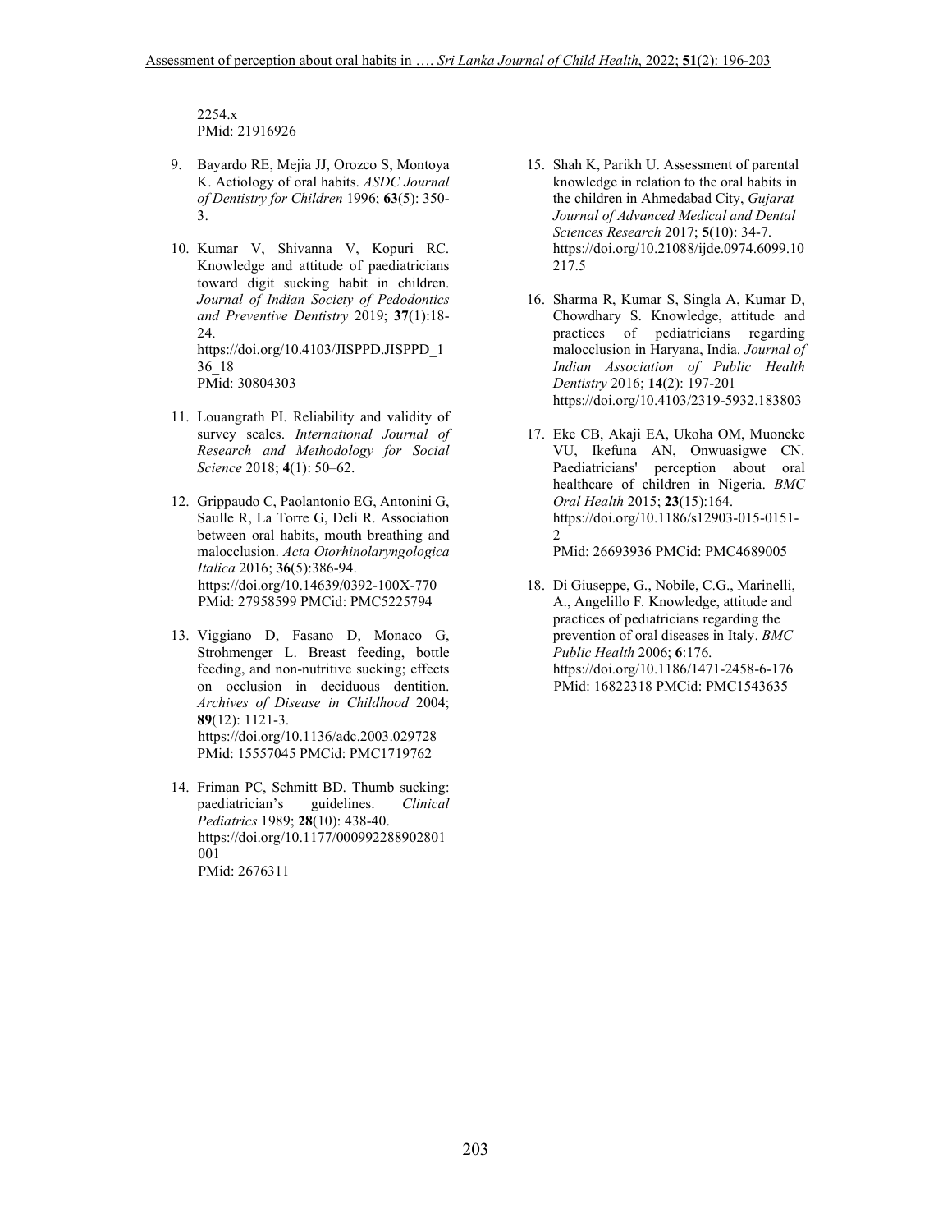2254.x
PMid: 21916926

9. Bayardo RE, Mejia JJ, Orozco S, Montoya K. Aetiology of oral habits. *ASDC Journal of Dentistry for Children* 1996; **63**(5): 350-3.

10. Kumar V, Shivanna V, Kopuri RC. Knowledge and attitude of paediatricians toward digit sucking habit in children. *Journal of Indian Society of Pedodontics and Preventive Dentistry* 2019; **37**(1):18-24.
https://doi.org/10.4103/JISPPD.JISPPD_136_18
PMid: 30804303

11. Louangrath PI. Reliability and validity of survey scales. *International Journal of Research and Methodology for Social Science* 2018; **4**(1): 50–62.

12. Grippaudo C, Paolantonio EG, Antonini G, Saulle R, La Torre G, Deli R. Association between oral habits, mouth breathing and malocclusion. *Acta Otorhinolaryngologica Italica* 2016; **36**(5):386-94.
https://doi.org/10.14639/0392-100X-770
PMid: 27958599 PMCid: PMC5225794

13. Viggiano D, Fasano D, Monaco G, Strohmenger L. Breast feeding, bottle feeding, and non-nutritive sucking; effects on occlusion in deciduous dentition. *Archives of Disease in Childhood* 2004; **89**(12): 1121-3.
https://doi.org/10.1136/adc.2003.029728
PMid: 15557045 PMCid: PMC1719762

14. Friman PC, Schmitt BD. Thumb sucking: paediatrician's guidelines. *Clinical Pediatrics* 1989; **28**(10): 438-40.
https://doi.org/10.1177/000992288902801001
PMid: 2676311

15. Shah K, Parikh U. Assessment of parental knowledge in relation to the oral habits in the children in Ahmedabad City, *Gujarat Journal of Advanced Medical and Dental Sciences Research* 2017; **5**(10): 34-7.
https://doi.org/10.21088/ijde.0974.6099.10217.5

16. Sharma R, Kumar S, Singla A, Kumar D, Chowdhary S. Knowledge, attitude and practices of pediatricians regarding malocclusion in Haryana, India. *Journal of Indian Association of Public Health Dentistry* 2016; **14**(2): 197-201
https://doi.org/10.4103/2319-5932.183803

17. Eke CB, Akaji EA, Ukoha OM, Muoneke VU, Ikefuna AN, Onwuasigwe CN. Paediatricians' perception about oral healthcare of children in Nigeria. *BMC Oral Health* 2015; **23**(15):164.
https://doi.org/10.1186/s12903-015-0151-2
PMid: 26693936 PMCid: PMC4689005

18. Di Giuseppe, G., Nobile, C.G., Marinelli, A., Angelillo F. Knowledge, attitude and practices of pediatricians regarding the prevention of oral diseases in Italy. *BMC Public Health* 2006; **6**:176.
https://doi.org/10.1186/1471-2458-6-176
PMid: 16822318 PMCid: PMC1543635